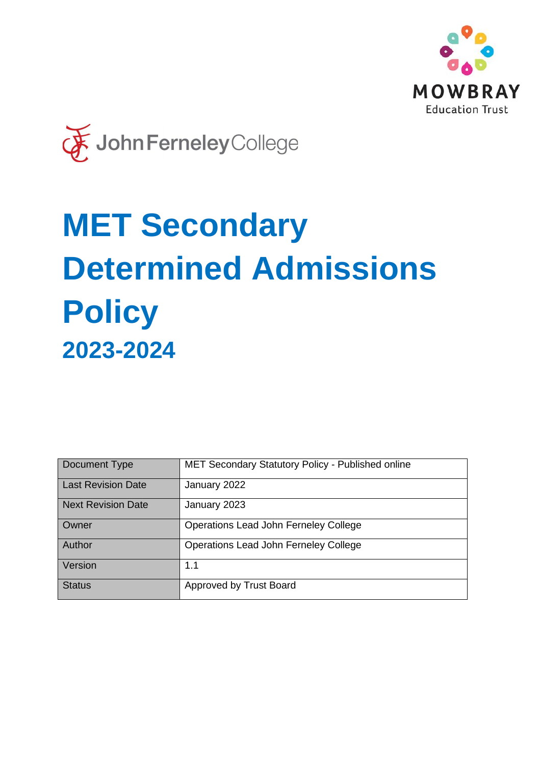MOWBRAY
Education Trust

John Ferneley College

# MET Secondary Determined Admissions Policy

## 2023-2024

| Document Type | MET Secondary Statutory Policy - Published online |
|---|---|
| Last Revision Date | January 2022 |
| Next Revision Date | January 2023 |
| Owner | Operations Lead John Ferneley College |
| Author | Operations Lead John Ferneley College |
| Version | 1.1 |
| Status | Approved by Trust Board |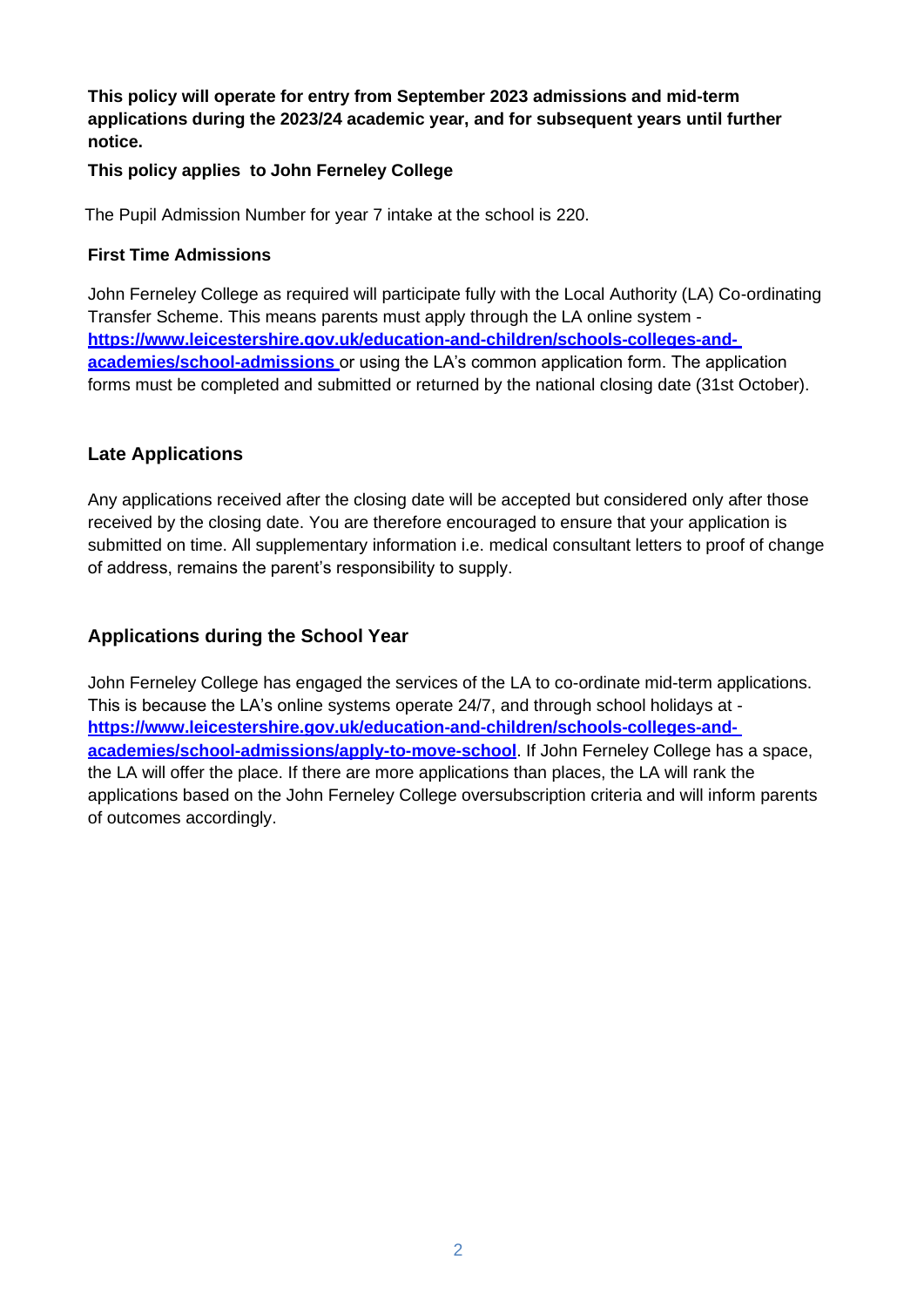**This policy will operate for entry from September 2023 admissions and mid-term applications during the 2023/24 academic year, and for subsequent years until further notice.**

**This policy applies to John Ferneley College**

The Pupil Admission Number for year 7 intake at the school is 220.

**First Time Admissions**

John Ferneley College as required will participate fully with the Local Authority (LA) Co-ordinating Transfer Scheme. This means parents must apply through the LA online system - **[https://www.leicestershire.gov.uk/education-and-children/schools-colleges-and-academies/school-admissions](https://www.leicestershire.gov.uk/education-and-children/schools-colleges-and-academies/school-admissions)** or using the LA's common application form. The application forms must be completed and submitted or returned by the national closing date (31st October).

## Late Applications

Any applications received after the closing date will be accepted but considered only after those received by the closing date. You are therefore encouraged to ensure that your application is submitted on time. All supplementary information i.e. medical consultant letters to proof of change of address, remains the parent's responsibility to supply.

## Applications during the School Year

John Ferneley College has engaged the services of the LA to co-ordinate mid-term applications. This is because the LA's online systems operate 24/7, and through school holidays at - **[https://www.leicestershire.gov.uk/education-and-children/schools-colleges-and-academies/school-admissions/apply-to-move-school](https://www.leicestershire.gov.uk/education-and-children/schools-colleges-and-academies/school-admissions/apply-to-move-school)**. If John Ferneley College has a space, the LA will offer the place. If there are more applications than places, the LA will rank the applications based on the John Ferneley College oversubscription criteria and will inform parents of outcomes accordingly.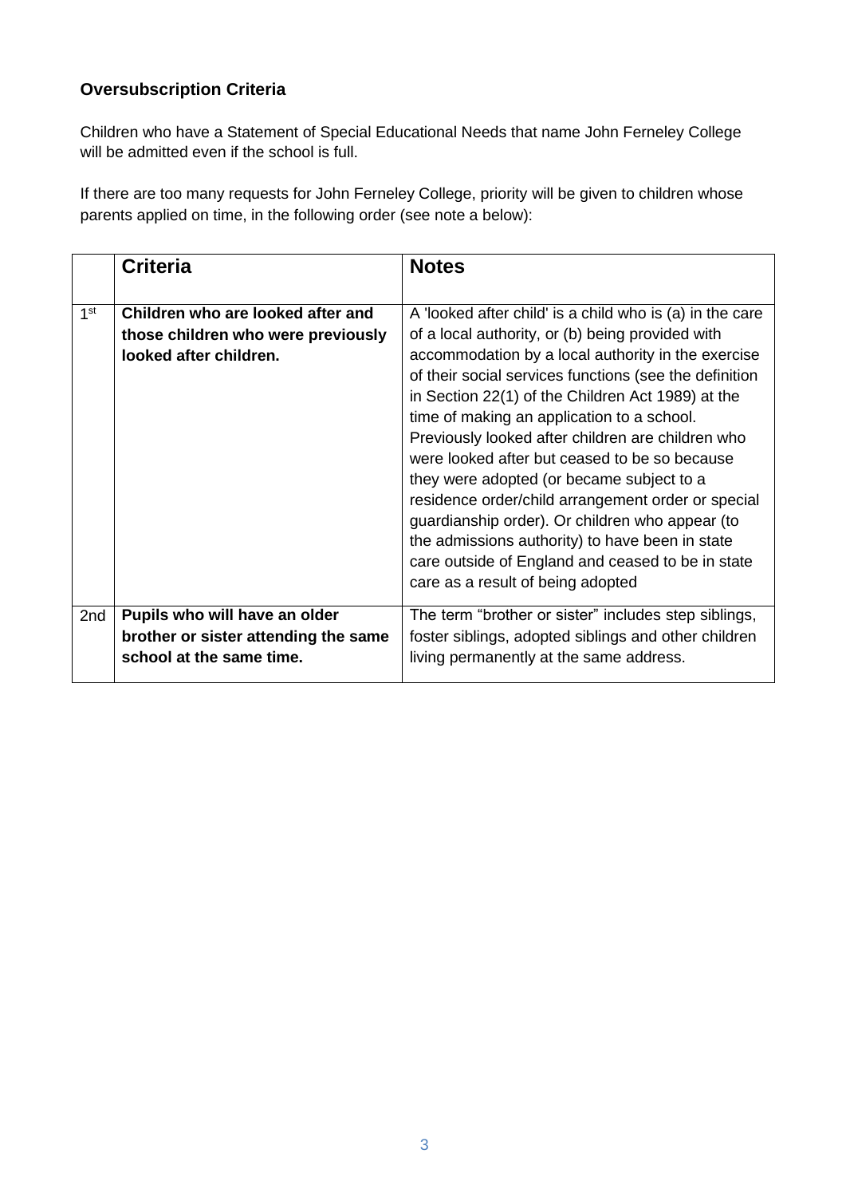**Oversubscription Criteria**

Children who have a Statement of Special Educational Needs that name John Ferneley College will be admitted even if the school is full.

If there are too many requests for John Ferneley College, priority will be given to children whose parents applied on time, in the following order (see note a below):

| | Criteria | Notes |
|---|---|---|
| 1st | **Children who are looked after and those children who were previously looked after children.** | A 'looked after child' is a child who is (a) in the care of a local authority, or (b) being provided with accommodation by a local authority in the exercise of their social services functions (see the definition in Section 22(1) of the Children Act 1989) at the time of making an application to a school. Previously looked after children are children who were looked after but ceased to be so because they were adopted (or became subject to a residence order/child arrangement order or special guardianship order). Or children who appear (to the admissions authority) to have been in state care outside of England and ceased to be in state care as a result of being adopted |
| 2nd | **Pupils who will have an older brother or sister attending the same school at the same time.** | The term "brother or sister" includes step siblings, foster siblings, adopted siblings and other children living permanently at the same address. |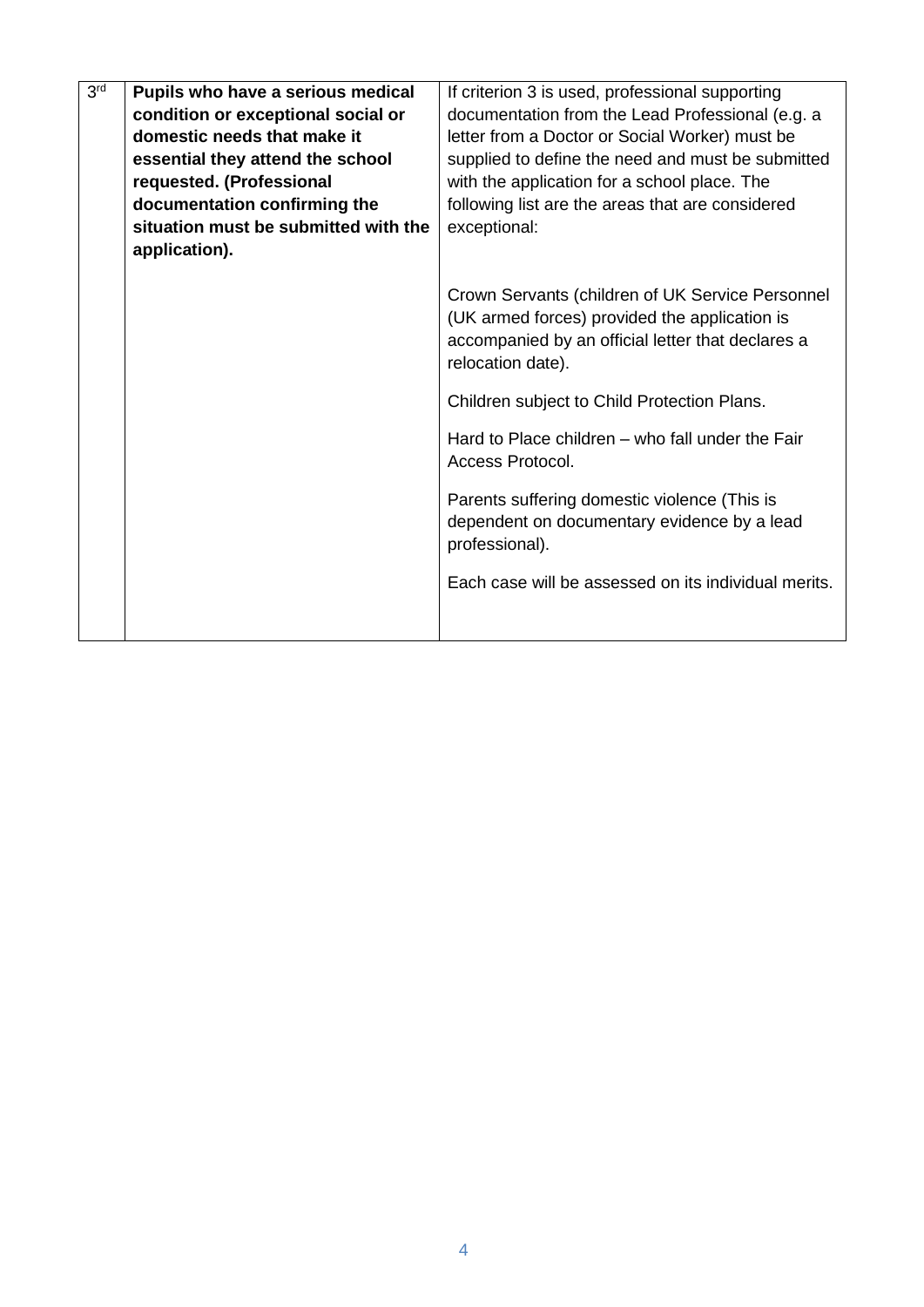| | | |
|---|---|---|
| 3rd | **Pupils who have a serious medical condition or exceptional social or domestic needs that make it essential they attend the school requested. (Professional documentation confirming the situation must be submitted with the application).** | If criterion 3 is used, professional supporting documentation from the Lead Professional (e.g. a letter from a Doctor or Social Worker) must be supplied to define the need and must be submitted with the application for a school place. The following list are the areas that are considered exceptional:<br><br>Crown Servants (children of UK Service Personnel (UK armed forces) provided the application is accompanied by an official letter that declares a relocation date).<br><br>Children subject to Child Protection Plans.<br><br>Hard to Place children – who fall under the Fair Access Protocol.<br><br>Parents suffering domestic violence (This is dependent on documentary evidence by a lead professional).<br><br>Each case will be assessed on its individual merits. |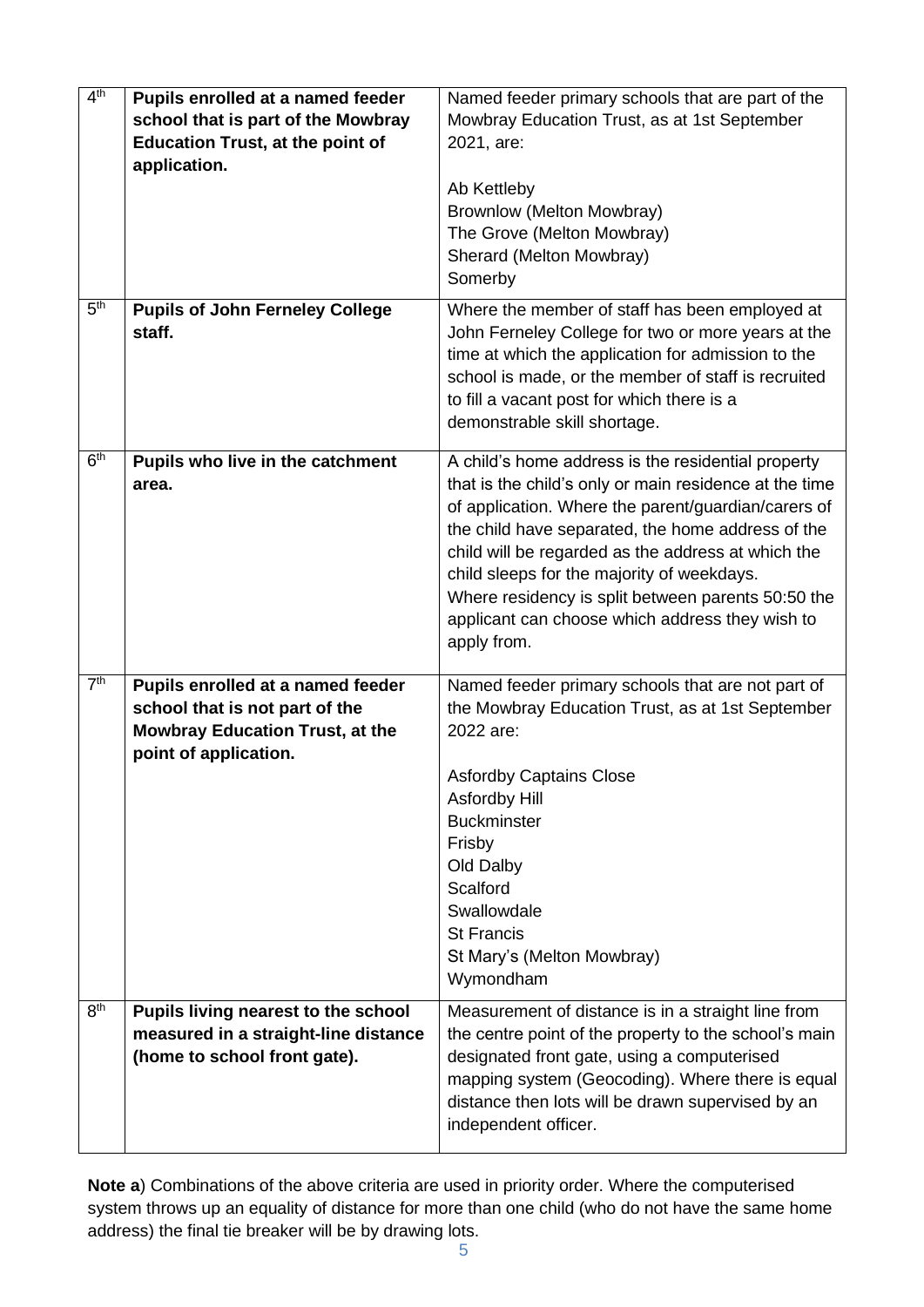| | | |
|---|---|---|
| 4th | **Pupils enrolled at a named feeder school that is part of the Mowbray Education Trust, at the point of application.** | Named feeder primary schools that are part of the Mowbray Education Trust, as at 1st September 2021, are:<br><br>Ab Kettleby<br>Brownlow (Melton Mowbray)<br>The Grove (Melton Mowbray)<br>Sherard (Melton Mowbray)<br>Somerby |
| 5th | **Pupils of John Ferneley College staff.** | Where the member of staff has been employed at John Ferneley College for two or more years at the time at which the application for admission to the school is made, or the member of staff is recruited to fill a vacant post for which there is a demonstrable skill shortage. |
| 6th | **Pupils who live in the catchment area.** | A child's home address is the residential property that is the child's only or main residence at the time of application. Where the parent/guardian/carers of the child have separated, the home address of the child will be regarded as the address at which the child sleeps for the majority of weekdays.<br>Where residency is split between parents 50:50 the applicant can choose which address they wish to apply from. |
| 7th | **Pupils enrolled at a named feeder school that is not part of the Mowbray Education Trust, at the point of application.** | Named feeder primary schools that are not part of the Mowbray Education Trust, as at 1st September 2022 are:<br><br>Asfordby Captains Close<br>Asfordby Hill<br>Buckminster<br>Frisby<br>Old Dalby<br>Scalford<br>Swallowdale<br>St Francis<br>St Mary's (Melton Mowbray)<br>Wymondham |
| 8th | **Pupils living nearest to the school measured in a straight-line distance (home to school front gate).** | Measurement of distance is in a straight line from the centre point of the property to the school's main designated front gate, using a computerised mapping system (Geocoding). Where there is equal distance then lots will be drawn supervised by an independent officer. |

**Note a**) Combinations of the above criteria are used in priority order. Where the computerised system throws up an equality of distance for more than one child (who do not have the same home address) the final tie breaker will be by drawing lots.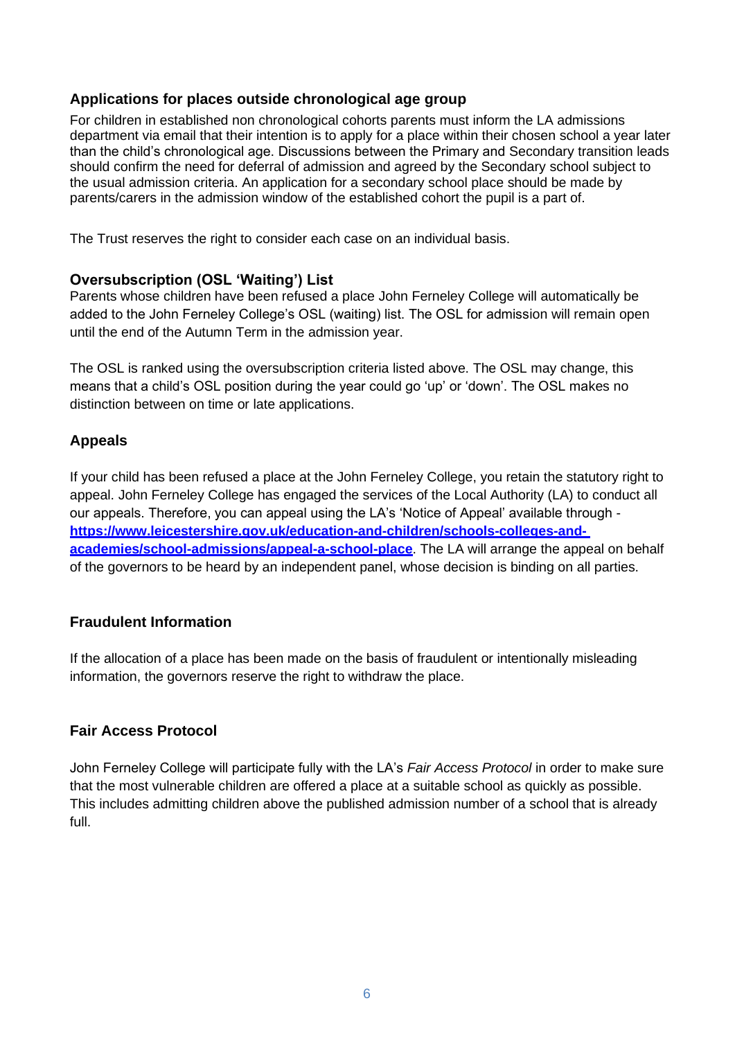### Applications for places outside chronological age group

For children in established non chronological cohorts parents must inform the LA admissions department via email that their intention is to apply for a place within their chosen school a year later than the child's chronological age. Discussions between the Primary and Secondary transition leads should confirm the need for deferral of admission and agreed by the Secondary school subject to the usual admission criteria. An application for a secondary school place should be made by parents/carers in the admission window of the established cohort the pupil is a part of.

The Trust reserves the right to consider each case on an individual basis.

### Oversubscription (OSL 'Waiting') List

Parents whose children have been refused a place John Ferneley College will automatically be added to the John Ferneley College's OSL (waiting) list. The OSL for admission will remain open until the end of the Autumn Term in the admission year.

The OSL is ranked using the oversubscription criteria listed above. The OSL may change, this means that a child's OSL position during the year could go 'up' or 'down'. The OSL makes no distinction between on time or late applications.

### Appeals

If your child has been refused a place at the John Ferneley College, you retain the statutory right to appeal. John Ferneley College has engaged the services of the Local Authority (LA) to conduct all our appeals. Therefore, you can appeal using the LA's 'Notice of Appeal' available through - **[https://www.leicestershire.gov.uk/education-and-children/schools-colleges-and-academies/school-admissions/appeal-a-school-place](https://www.leicestershire.gov.uk/education-and-children/schools-colleges-and-academies/school-admissions/appeal-a-school-place)**. The LA will arrange the appeal on behalf of the governors to be heard by an independent panel, whose decision is binding on all parties.

### Fraudulent Information

If the allocation of a place has been made on the basis of fraudulent or intentionally misleading information, the governors reserve the right to withdraw the place.

### Fair Access Protocol

John Ferneley College will participate fully with the LA's *Fair Access Protocol* in order to make sure that the most vulnerable children are offered a place at a suitable school as quickly as possible. This includes admitting children above the published admission number of a school that is already full.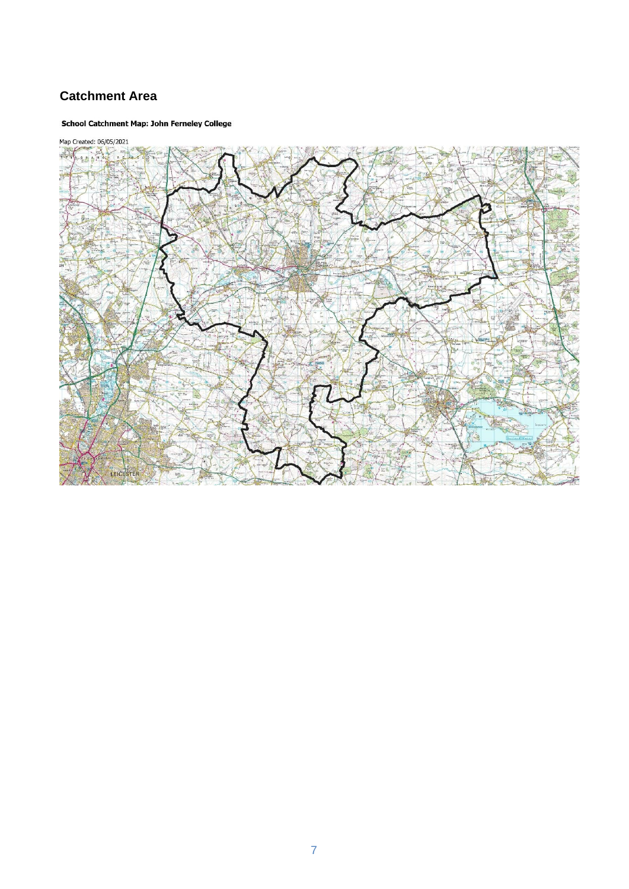## Catchment Area

**School Catchment Map: John Ferneley College**

Map Created: 06/05/2021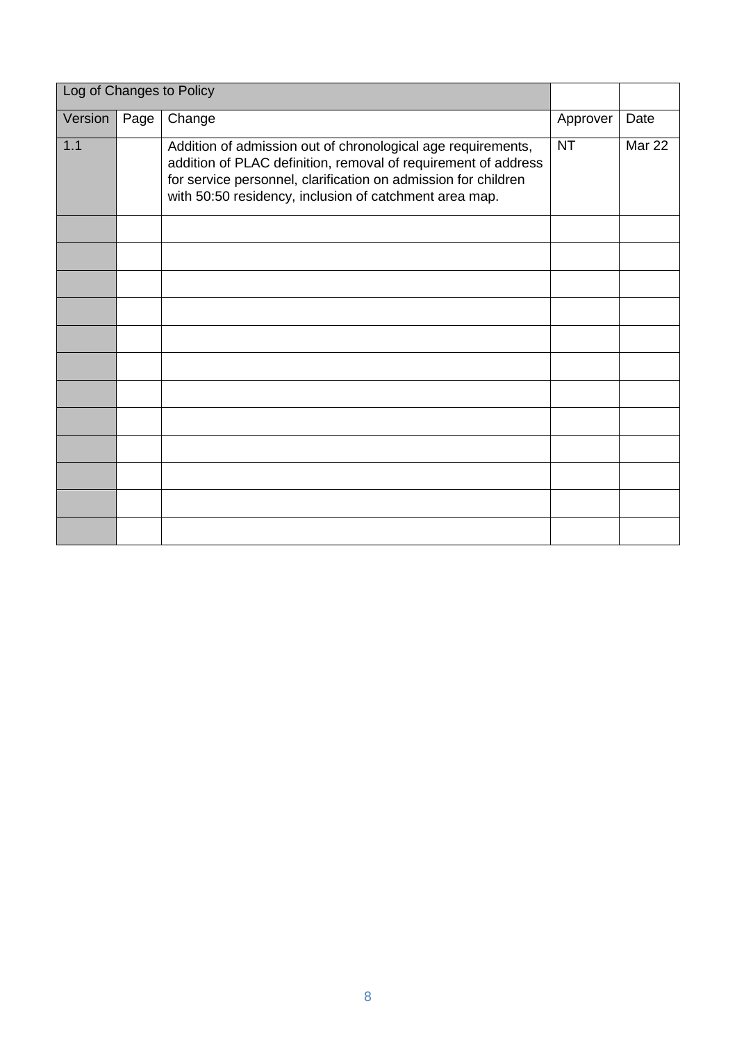| Log of Changes to Policy | | | | |
|---|---|---|---|---|
| Version | Page | Change | Approver | Date |
| 1.1 | | Addition of admission out of chronological age requirements, addition of PLAC definition, removal of requirement of address for service personnel, clarification on admission for children with 50:50 residency, inclusion of catchment area map. | NT | Mar 22 |
| | | | | |
| | | | | |
| | | | | |
| | | | | |
| | | | | |
| | | | | |
| | | | | |
| | | | | |
| | | | | |
| | | | | |
| | | | | |
| | | | | |